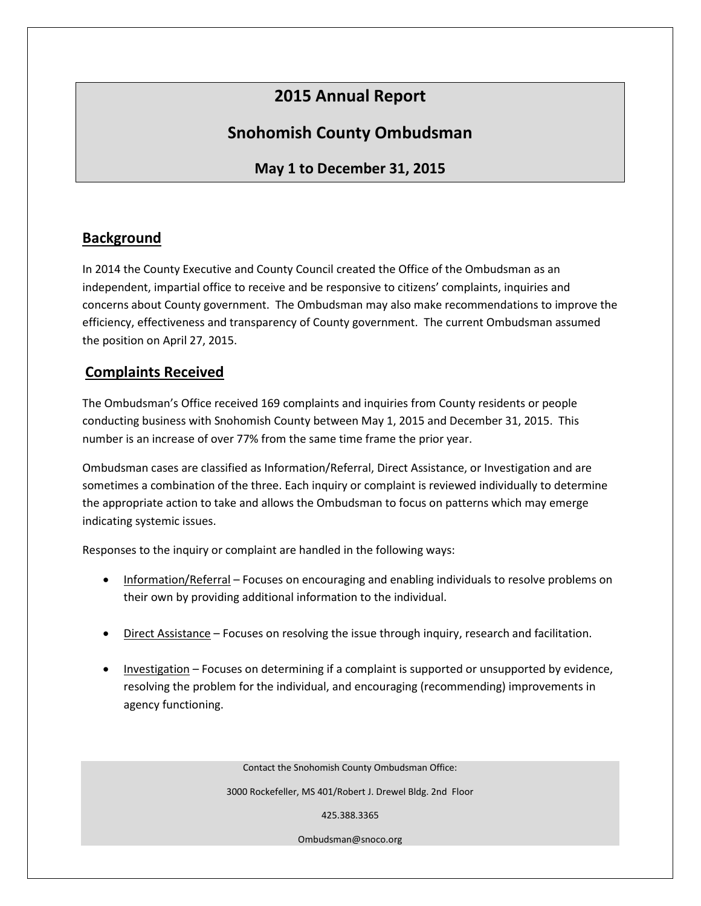# 2015 Annual Report

# Snohomish County Ombudsman

### May 1 to December 31, 2015

## Background

In 2014 the County Executive and County Council created the Office of the Ombudsman as an independent, impartial office to receive and be responsive to citizens' complaints, inquiries and concerns about County government. The Ombudsman may also make recommendations to improve the efficiency, effectiveness and transparency of County government. The current Ombudsman assumed the position on April 27, 2015.

## Complaints Received

The Ombudsman's Office received 169 complaints and inquiries from County residents or people conducting business with Snohomish County between May 1, 2015 and December 31, 2015. This number is an increase of over 77% from the same time frame the prior year.

Ombudsman cases are classified as Information/Referral, Direct Assistance, or Investigation and are sometimes a combination of the three. Each inquiry or complaint is reviewed individually to determine the appropriate action to take and allows the Ombudsman to focus on patterns which may emerge indicating systemic issues.

Responses to the inquiry or complaint are handled in the following ways:

- Information/Referral – Focuses on encouraging and enabling individuals to resolve problems on their own by providing additional information to the individual.

- Direct Assistance – Focuses on resolving the issue through inquiry, research and facilitation.

- Investigation – Focuses on determining if a complaint is supported or unsupported by evidence, resolving the problem for the individual, and encouraging (recommending) improvements in agency functioning.

Contact the Snohomish County Ombudsman Office:

3000 Rockefeller, MS 401/Robert J. Drewel Bldg. 2nd Floor

425.388.3365

Ombudsman@snoco.org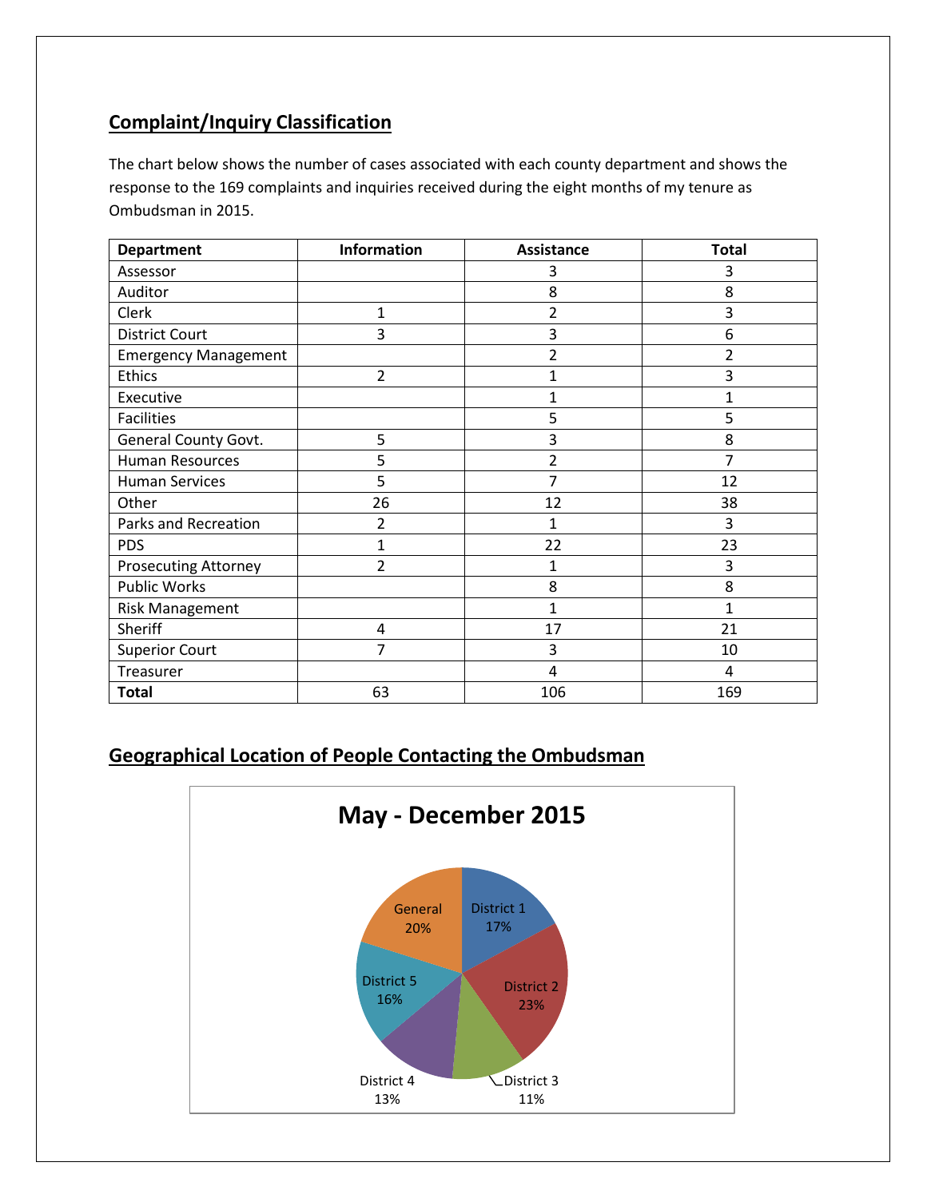## Complaint/Inquiry Classification

The chart below shows the number of cases associated with each county department and shows the response to the 169 complaints and inquiries received during the eight months of my tenure as Ombudsman in 2015.

| Department | Information | Assistance | Total |
|---|---|---|---|
| Assessor | | 3 | 3 |
| Auditor | | 8 | 8 |
| Clerk | 1 | 2 | 3 |
| District Court | 3 | 3 | 6 |
| Emergency Management | | 2 | 2 |
| Ethics | 2 | 1 | 3 |
| Executive | | 1 | 1 |
| Facilities | | 5 | 5 |
| General County Govt. | 5 | 3 | 8 |
| Human Resources | 5 | 2 | 7 |
| Human Services | 5 | 7 | 12 |
| Other | 26 | 12 | 38 |
| Parks and Recreation | 2 | 1 | 3 |
| PDS | 1 | 22 | 23 |
| Prosecuting Attorney | 2 | 1 | 3 |
| Public Works | | 8 | 8 |
| Risk Management | | 1 | 1 |
| Sheriff | 4 | 17 | 21 |
| Superior Court | 7 | 3 | 10 |
| Treasurer | | 4 | 4 |
| **Total** | 63 | 106 | 169 |

## Geographical Location of People Contacting the Ombudsman

**May - December 2015**

| Location | Percentage |
|---|---|
| District 1 | 17% |
| District 2 | 23% |
| District 3 | 11% |
| District 4 | 13% |
| District 5 | 16% |
| General | 20% |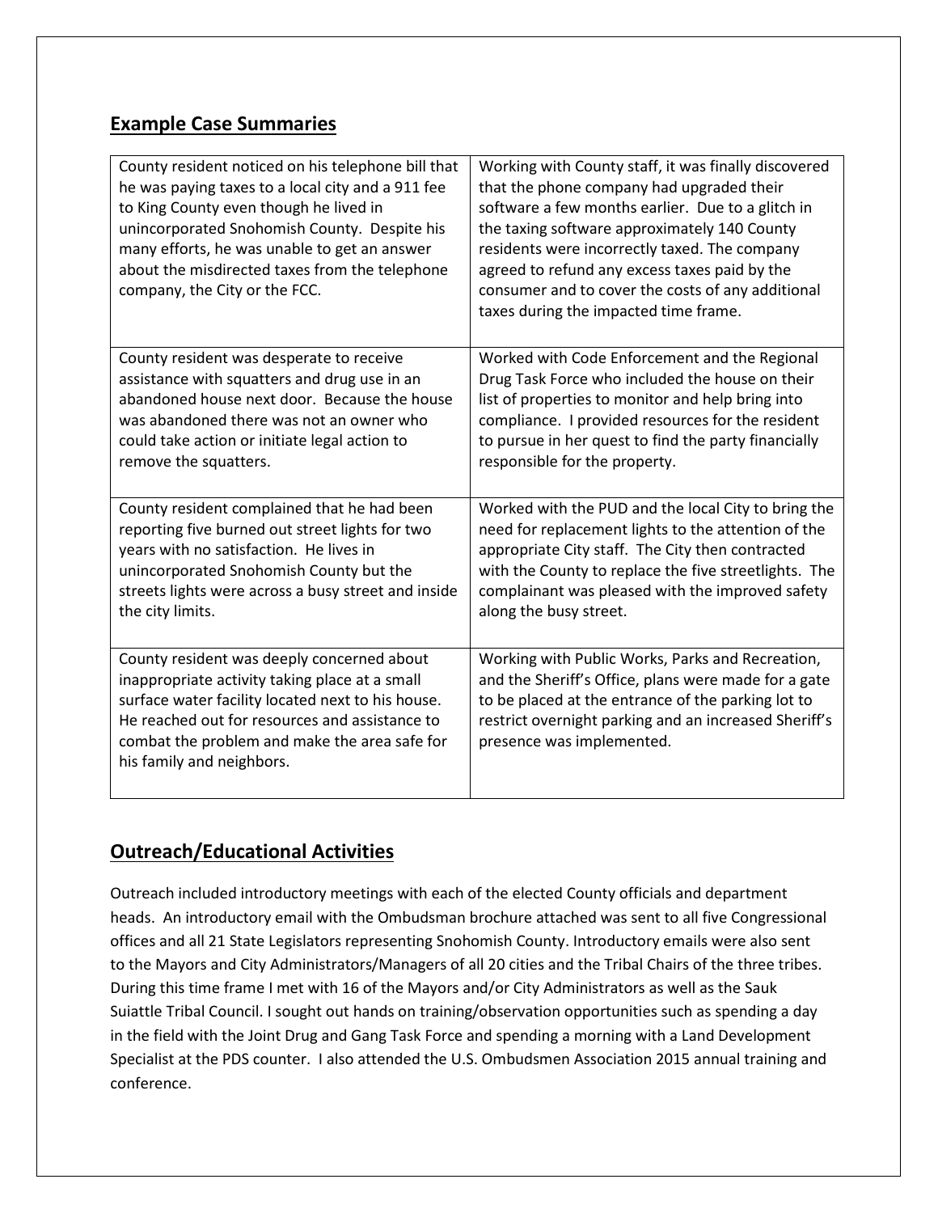## Example Case Summaries

| | |
|---|---|
| County resident noticed on his telephone bill that he was paying taxes to a local city and a 911 fee to King County even though he lived in unincorporated Snohomish County. Despite his many efforts, he was unable to get an answer about the misdirected taxes from the telephone company, the City or the FCC. | Working with County staff, it was finally discovered that the phone company had upgraded their software a few months earlier. Due to a glitch in the taxing software approximately 140 County residents were incorrectly taxed. The company agreed to refund any excess taxes paid by the consumer and to cover the costs of any additional taxes during the impacted time frame. |
| County resident was desperate to receive assistance with squatters and drug use in an abandoned house next door. Because the house was abandoned there was not an owner who could take action or initiate legal action to remove the squatters. | Worked with Code Enforcement and the Regional Drug Task Force who included the house on their list of properties to monitor and help bring into compliance. I provided resources for the resident to pursue in her quest to find the party financially responsible for the property. |
| County resident complained that he had been reporting five burned out street lights for two years with no satisfaction. He lives in unincorporated Snohomish County but the streets lights were across a busy street and inside the city limits. | Worked with the PUD and the local City to bring the need for replacement lights to the attention of the appropriate City staff. The City then contracted with the County to replace the five streetlights. The complainant was pleased with the improved safety along the busy street. |
| County resident was deeply concerned about inappropriate activity taking place at a small surface water facility located next to his house. He reached out for resources and assistance to combat the problem and make the area safe for his family and neighbors. | Working with Public Works, Parks and Recreation, and the Sheriff's Office, plans were made for a gate to be placed at the entrance of the parking lot to restrict overnight parking and an increased Sheriff's presence was implemented. |

## Outreach/Educational Activities

Outreach included introductory meetings with each of the elected County officials and department heads. An introductory email with the Ombudsman brochure attached was sent to all five Congressional offices and all 21 State Legislators representing Snohomish County. Introductory emails were also sent to the Mayors and City Administrators/Managers of all 20 cities and the Tribal Chairs of the three tribes. During this time frame I met with 16 of the Mayors and/or City Administrators as well as the Sauk Suiattle Tribal Council. I sought out hands on training/observation opportunities such as spending a day in the field with the Joint Drug and Gang Task Force and spending a morning with a Land Development Specialist at the PDS counter. I also attended the U.S. Ombudsmen Association 2015 annual training and conference.